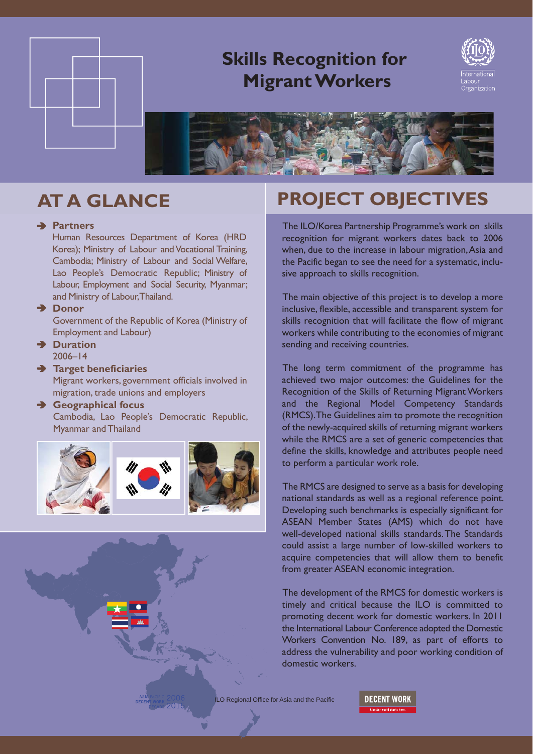# Skills Recognition for Migrant Workers

International Labour Organization

## AT A GLANCE

- **Partners**
  Human Resources Department of Korea (HRD Korea); Ministry of Labour and Vocational Training, Cambodia; Ministry of Labour and Social Welfare, Lao People's Democratic Republic; Ministry of Labour, Employment and Social Security, Myanmar; and Ministry of Labour, Thailand.
- **Donor**
  Government of the Republic of Korea (Ministry of Employment and Labour)
- **Duration**
  2006–14
- **Target beneficiaries**
  Migrant workers, government officials involved in migration, trade unions and employers
- **Geographical focus**
  Cambodia, Lao People's Democratic Republic, Myanmar and Thailand

## PROJECT OBJECTIVES

The ILO/Korea Partnership Programme's work on skills recognition for migrant workers dates back to 2006 when, due to the increase in labour migration, Asia and the Pacific began to see the need for a systematic, inclusive approach to skills recognition.

The main objective of this project is to develop a more inclusive, flexible, accessible and transparent system for skills recognition that will facilitate the flow of migrant workers while contributing to the economies of migrant sending and receiving countries.

The long term commitment of the programme has achieved two major outcomes: the Guidelines for the Recognition of the Skills of Returning Migrant Workers and the Regional Model Competency Standards (RMCS). The Guidelines aim to promote the recognition of the newly-acquired skills of returning migrant workers while the RMCS are a set of generic competencies that define the skills, knowledge and attributes people need to perform a particular work role.

The RMCS are designed to serve as a basis for developing national standards as well as a regional reference point. Developing such benchmarks is especially significant for ASEAN Member States (AMS) which do not have well-developed national skills standards. The Standards could assist a large number of low-skilled workers to acquire competencies that will allow them to benefit from greater ASEAN economic integration.

The development of the RMCS for domestic workers is timely and critical because the ILO is committed to promoting decent work for domestic workers. In 2011 the International Labour Conference adopted the Domestic Workers Convention No. 189, as part of efforts to address the vulnerability and poor working condition of domestic workers.

ASIA PACIFIC DECENT WORK DECADE 2006 2015

ILO Regional Office for Asia and the Pacific

DECENT WORK A better world starts here.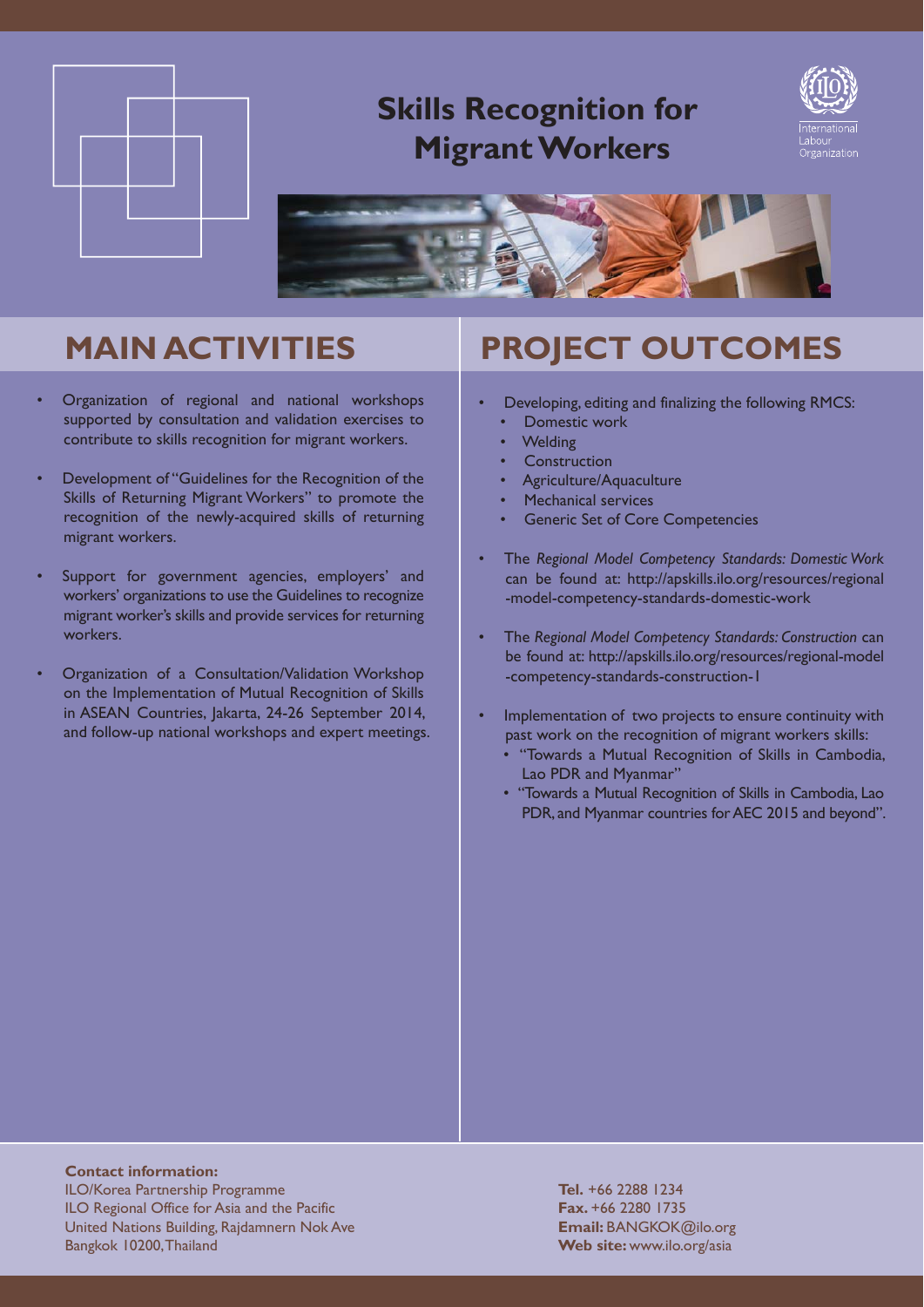# Skills Recognition for Migrant Workers

International Labour Organization

## MAIN ACTIVITIES

- Organization of regional and national workshops supported by consultation and validation exercises to contribute to skills recognition for migrant workers.
- Development of "Guidelines for the Recognition of the Skills of Returning Migrant Workers" to promote the recognition of the newly-acquired skills of returning migrant workers.
- Support for government agencies, employers' and workers' organizations to use the Guidelines to recognize migrant worker's skills and provide services for returning workers.
- Organization of a Consultation/Validation Workshop on the Implementation of Mutual Recognition of Skills in ASEAN Countries, Jakarta, 24-26 September 2014, and follow-up national workshops and expert meetings.

## PROJECT OUTCOMES

- Developing, editing and finalizing the following RMCS:
  - Domestic work
  - Welding
  - Construction
  - Agriculture/Aquaculture
  - Mechanical services
  - Generic Set of Core Competencies
- The *Regional Model Competency Standards: Domestic Work* can be found at: http://apskills.ilo.org/resources/regional-model-competency-standards-domestic-work
- The *Regional Model Competency Standards: Construction* can be found at: http://apskills.ilo.org/resources/regional-model-competency-standards-construction-1
- Implementation of two projects to ensure continuity with past work on the recognition of migrant workers skills:
  - "Towards a Mutual Recognition of Skills in Cambodia, Lao PDR and Myanmar"
  - "Towards a Mutual Recognition of Skills in Cambodia, Lao PDR, and Myanmar countries for AEC 2015 and beyond".

**Contact information:**
ILO/Korea Partnership Programme
ILO Regional Office for Asia and the Pacific
United Nations Building, Rajdamnern Nok Ave
Bangkok 10200, Thailand

**Tel.** +66 2288 1234
**Fax.** +66 2280 1735
**Email:** BANGKOK@ilo.org
**Web site:** www.ilo.org/asia